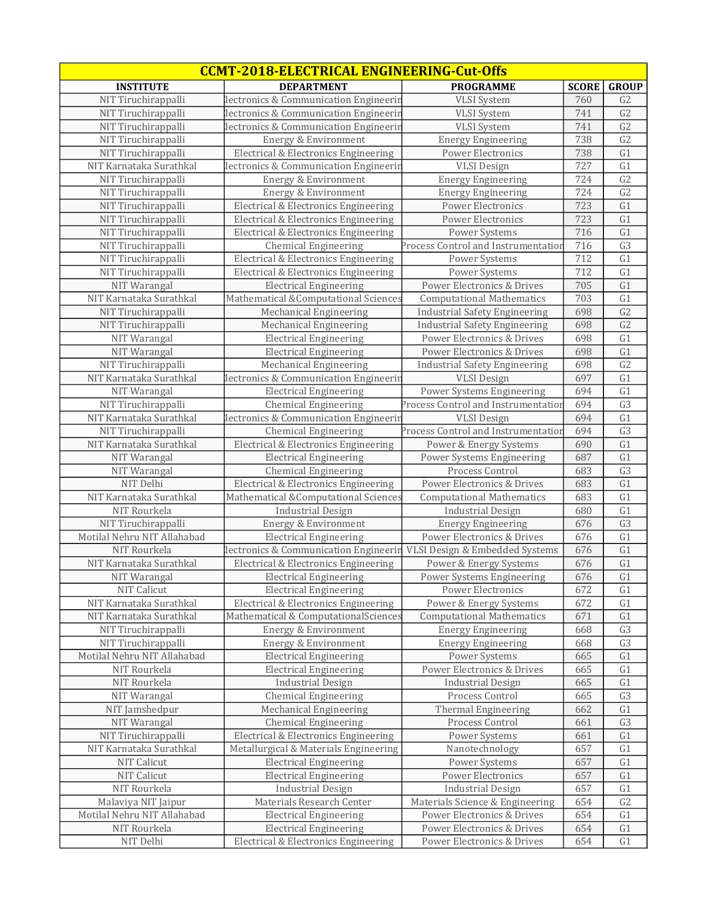| CCMT-2018-ELECTRICAL ENGINEERING-Cut-Offs | | | | |
|---|---|---|---|---|
| **INSTITUTE** | **DEPARTMENT** | **PROGRAMME** | **SCORE** | **GROUP** |
| NIT Tiruchirappalli | lectronics & Communication Engineerin | VLSI System | 760 | G2 |
| NIT Tiruchirappalli | lectronics & Communication Engineerin | VLSI System | 741 | G2 |
| NIT Tiruchirappalli | lectronics & Communication Engineerin | VLSI System | 741 | G2 |
| NIT Tiruchirappalli | Energy & Environment | Energy Engineering | 738 | G2 |
| NIT Tiruchirappalli | Electrical & Electronics Engineering | Power Electronics | 738 | G1 |
| NIT Karnataka Surathkal | lectronics & Communication Engineerin | VLSI Design | 727 | G1 |
| NIT Tiruchirappalli | Energy & Environment | Energy Engineering | 724 | G2 |
| NIT Tiruchirappalli | Energy & Environment | Energy Engineering | 724 | G2 |
| NIT Tiruchirappalli | Electrical & Electronics Engineering | Power Electronics | 723 | G1 |
| NIT Tiruchirappalli | Electrical & Electronics Engineering | Power Electronics | 723 | G1 |
| NIT Tiruchirappalli | Electrical & Electronics Engineering | Power Systems | 716 | G1 |
| NIT Tiruchirappalli | Chemical Engineering | Process Control and Instrumentation | 716 | G3 |
| NIT Tiruchirappalli | Electrical & Electronics Engineering | Power Systems | 712 | G1 |
| NIT Tiruchirappalli | Electrical & Electronics Engineering | Power Systems | 712 | G1 |
| NIT Warangal | Electrical Engineering | Power Electronics & Drives | 705 | G1 |
| NIT Karnataka Surathkal | Mathematical &Computational Sciences | Computational Mathematics | 703 | G1 |
| NIT Tiruchirappalli | Mechanical Engineering | Industrial Safety Engineering | 698 | G2 |
| NIT Tiruchirappalli | Mechanical Engineering | Industrial Safety Engineering | 698 | G2 |
| NIT Warangal | Electrical Engineering | Power Electronics & Drives | 698 | G1 |
| NIT Warangal | Electrical Engineering | Power Electronics & Drives | 698 | G1 |
| NIT Tiruchirappalli | Mechanical Engineering | Industrial Safety Engineering | 698 | G2 |
| NIT Karnataka Surathkal | lectronics & Communication Engineerin | VLSI Design | 697 | G1 |
| NIT Warangal | Electrical Engineering | Power Systems Engineering | 694 | G1 |
| NIT Tiruchirappalli | Chemical Engineering | Process Control and Instrumentation | 694 | G3 |
| NIT Karnataka Surathkal | lectronics & Communication Engineerin | VLSI Design | 694 | G1 |
| NIT Tiruchirappalli | Chemical Engineering | Process Control and Instrumentation | 694 | G3 |
| NIT Karnataka Surathkal | Electrical & Electronics Engineering | Power & Energy Systems | 690 | G1 |
| NIT Warangal | Electrical Engineering | Power Systems Engineering | 687 | G1 |
| NIT Warangal | Chemical Engineering | Process Control | 683 | G3 |
| NIT Delhi | Electrical & Electronics Engineering | Power Electronics & Drives | 683 | G1 |
| NIT Karnataka Surathkal | Mathematical &Computational Sciences | Computational Mathematics | 683 | G1 |
| NIT Rourkela | Industrial Design | Industrial Design | 680 | G1 |
| NIT Tiruchirappalli | Energy & Environment | Energy Engineering | 676 | G3 |
| Motilal Nehru NIT Allahabad | Electrical Engineering | Power Electronics & Drives | 676 | G1 |
| NIT Rourkela | lectronics & Communication Engineerin | VLSI Design & Embedded Systems | 676 | G1 |
| NIT Karnataka Surathkal | Electrical & Electronics Engineering | Power & Energy Systems | 676 | G1 |
| NIT Warangal | Electrical Engineering | Power Systems Engineering | 676 | G1 |
| NIT Calicut | Electrical Engineering | Power Electronics | 672 | G1 |
| NIT Karnataka Surathkal | Electrical & Electronics Engineering | Power & Energy Systems | 672 | G1 |
| NIT Karnataka Surathkal | Mathematical & ComputationalSciences | Computational Mathematics | 671 | G1 |
| NIT Tiruchirappalli | Energy & Environment | Energy Engineering | 668 | G3 |
| NIT Tiruchirappalli | Energy & Environment | Energy Engineering | 668 | G3 |
| Motilal Nehru NIT Allahabad | Electrical Engineering | Power Systems | 665 | G1 |
| NIT Rourkela | Electrical Engineering | Power Electronics & Drives | 665 | G1 |
| NIT Rourkela | Industrial Design | Industrial Design | 665 | G1 |
| NIT Warangal | Chemical Engineering | Process Control | 665 | G3 |
| NIT Jamshedpur | Mechanical Engineering | Thermal Engineering | 662 | G1 |
| NIT Warangal | Chemical Engineering | Process Control | 661 | G3 |
| NIT Tiruchirappalli | Electrical & Electronics Engineering | Power Systems | 661 | G1 |
| NIT Karnataka Surathkal | Metallurgical & Materials Engineering | Nanotechnology | 657 | G1 |
| NIT Calicut | Electrical Engineering | Power Systems | 657 | G1 |
| NIT Calicut | Electrical Engineering | Power Electronics | 657 | G1 |
| NIT Rourkela | Industrial Design | Industrial Design | 657 | G1 |
| Malaviya NIT Jaipur | Materials Research Center | Materials Science & Engineering | 654 | G2 |
| Motilal Nehru NIT Allahabad | Electrical Engineering | Power Electronics & Drives | 654 | G1 |
| NIT Rourkela | Electrical Engineering | Power Electronics & Drives | 654 | G1 |
| NIT Delhi | Electrical & Electronics Engineering | Power Electronics & Drives | 654 | G1 |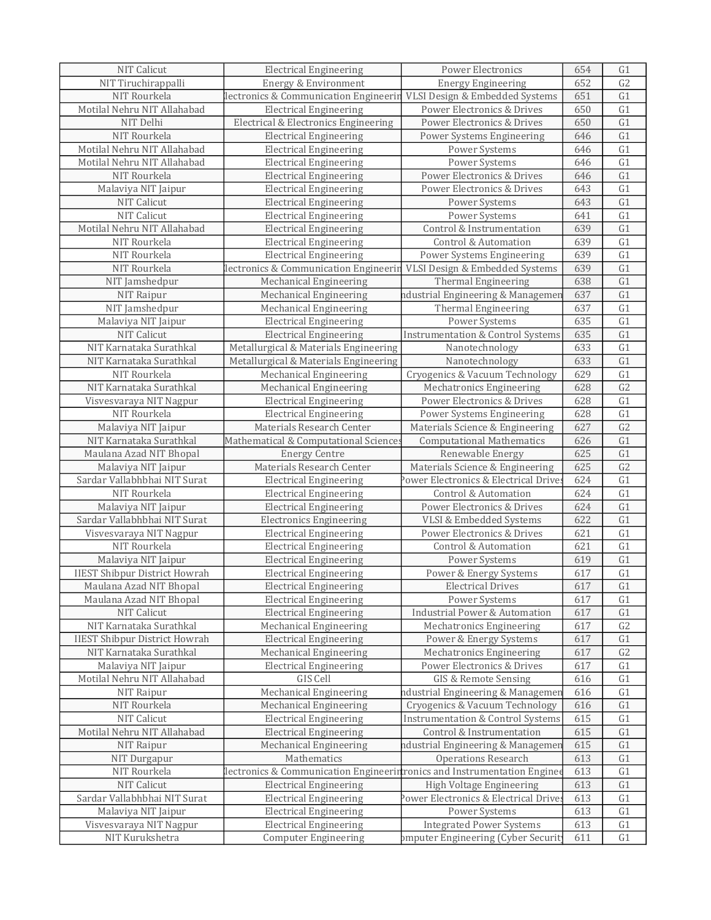| NIT Calicut | Electrical Engineering | Power Electronics | 654 | G1 |
|---|---|---|---|---|
| NIT Tiruchirappalli | Energy & Environment | Energy Engineering | 652 | G2 |
| NIT Rourkela | lectronics & Communication Engineerin | VLSI Design & Embedded Systems | 651 | G1 |
| Motilal Nehru NIT Allahabad | Electrical Engineering | Power Electronics & Drives | 650 | G1 |
| NIT Delhi | Electrical & Electronics Engineering | Power Electronics & Drives | 650 | G1 |
| NIT Rourkela | Electrical Engineering | Power Systems Engineering | 646 | G1 |
| Motilal Nehru NIT Allahabad | Electrical Engineering | Power Systems | 646 | G1 |
| Motilal Nehru NIT Allahabad | Electrical Engineering | Power Systems | 646 | G1 |
| NIT Rourkela | Electrical Engineering | Power Electronics & Drives | 646 | G1 |
| Malaviya NIT Jaipur | Electrical Engineering | Power Electronics & Drives | 643 | G1 |
| NIT Calicut | Electrical Engineering | Power Systems | 643 | G1 |
| NIT Calicut | Electrical Engineering | Power Systems | 641 | G1 |
| Motilal Nehru NIT Allahabad | Electrical Engineering | Control & Instrumentation | 639 | G1 |
| NIT Rourkela | Electrical Engineering | Control & Automation | 639 | G1 |
| NIT Rourkela | Electrical Engineering | Power Systems Engineering | 639 | G1 |
| NIT Rourkela | lectronics & Communication Engineerin | VLSI Design & Embedded Systems | 639 | G1 |
| NIT Jamshedpur | Mechanical Engineering | Thermal Engineering | 638 | G1 |
| NIT Raipur | Mechanical Engineering | ndustrial Engineering & Managemen | 637 | G1 |
| NIT Jamshedpur | Mechanical Engineering | Thermal Engineering | 637 | G1 |
| Malaviya NIT Jaipur | Electrical Engineering | Power Systems | 635 | G1 |
| NIT Calicut | Electrical Engineering | Instrumentation & Control Systems | 635 | G1 |
| NIT Karnataka Surathkal | Metallurgical & Materials Engineering | Nanotechnology | 633 | G1 |
| NIT Karnataka Surathkal | Metallurgical & Materials Engineering | Nanotechnology | 633 | G1 |
| NIT Rourkela | Mechanical Engineering | Cryogenics & Vacuum Technology | 629 | G1 |
| NIT Karnataka Surathkal | Mechanical Engineering | Mechatronics Engineering | 628 | G2 |
| Visvesvaraya NIT Nagpur | Electrical Engineering | Power Electronics & Drives | 628 | G1 |
| NIT Rourkela | Electrical Engineering | Power Systems Engineering | 628 | G1 |
| Malaviya NIT Jaipur | Materials Research Center | Materials Science & Engineering | 627 | G2 |
| NIT Karnataka Surathkal | Mathematical & Computational Sciences | Computational Mathematics | 626 | G1 |
| Maulana Azad NIT Bhopal | Energy Centre | Renewable Energy | 625 | G1 |
| Malaviya NIT Jaipur | Materials Research Center | Materials Science & Engineering | 625 | G2 |
| Sardar Vallabhbhai NIT Surat | Electrical Engineering | Power Electronics & Electrical Drives | 624 | G1 |
| NIT Rourkela | Electrical Engineering | Control & Automation | 624 | G1 |
| Malaviya NIT Jaipur | Electrical Engineering | Power Electronics & Drives | 624 | G1 |
| Sardar Vallabhbhai NIT Surat | Electronics Engineering | VLSI & Embedded Systems | 622 | G1 |
| Visvesvaraya NIT Nagpur | Electrical Engineering | Power Electronics & Drives | 621 | G1 |
| NIT Rourkela | Electrical Engineering | Control & Automation | 621 | G1 |
| Malaviya NIT Jaipur | Electrical Engineering | Power Systems | 619 | G1 |
| IIEST Shibpur District Howrah | Electrical Engineering | Power & Energy Systems | 617 | G1 |
| Maulana Azad NIT Bhopal | Electrical Engineering | Electrical Drives | 617 | G1 |
| Maulana Azad NIT Bhopal | Electrical Engineering | Power Systems | 617 | G1 |
| NIT Calicut | Electrical Engineering | Industrial Power & Automation | 617 | G1 |
| NIT Karnataka Surathkal | Mechanical Engineering | Mechatronics Engineering | 617 | G2 |
| IIEST Shibpur District Howrah | Electrical Engineering | Power & Energy Systems | 617 | G1 |
| NIT Karnataka Surathkal | Mechanical Engineering | Mechatronics Engineering | 617 | G2 |
| Malaviya NIT Jaipur | Electrical Engineering | Power Electronics & Drives | 617 | G1 |
| Motilal Nehru NIT Allahabad | GIS Cell | GIS & Remote Sensing | 616 | G1 |
| NIT Raipur | Mechanical Engineering | ndustrial Engineering & Managemen | 616 | G1 |
| NIT Rourkela | Mechanical Engineering | Cryogenics & Vacuum Technology | 616 | G1 |
| NIT Calicut | Electrical Engineering | Instrumentation & Control Systems | 615 | G1 |
| Motilal Nehru NIT Allahabad | Electrical Engineering | Control & Instrumentation | 615 | G1 |
| NIT Raipur | Mechanical Engineering | ndustrial Engineering & Managemen | 615 | G1 |
| NIT Durgapur | Mathematics | Operations Research | 613 | G1 |
| NIT Rourkela | lectronics & Communication Engineerin | ronics and Instrumentation Enginee | 613 | G1 |
| NIT Calicut | Electrical Engineering | High Voltage Engineering | 613 | G1 |
| Sardar Vallabhbhai NIT Surat | Electrical Engineering | Power Electronics & Electrical Drives | 613 | G1 |
| Malaviya NIT Jaipur | Electrical Engineering | Power Systems | 613 | G1 |
| Visvesvaraya NIT Nagpur | Electrical Engineering | Integrated Power Systems | 613 | G1 |
| NIT Kurukshetra | Computer Engineering | omputer Engineering (Cyber Security | 611 | G1 |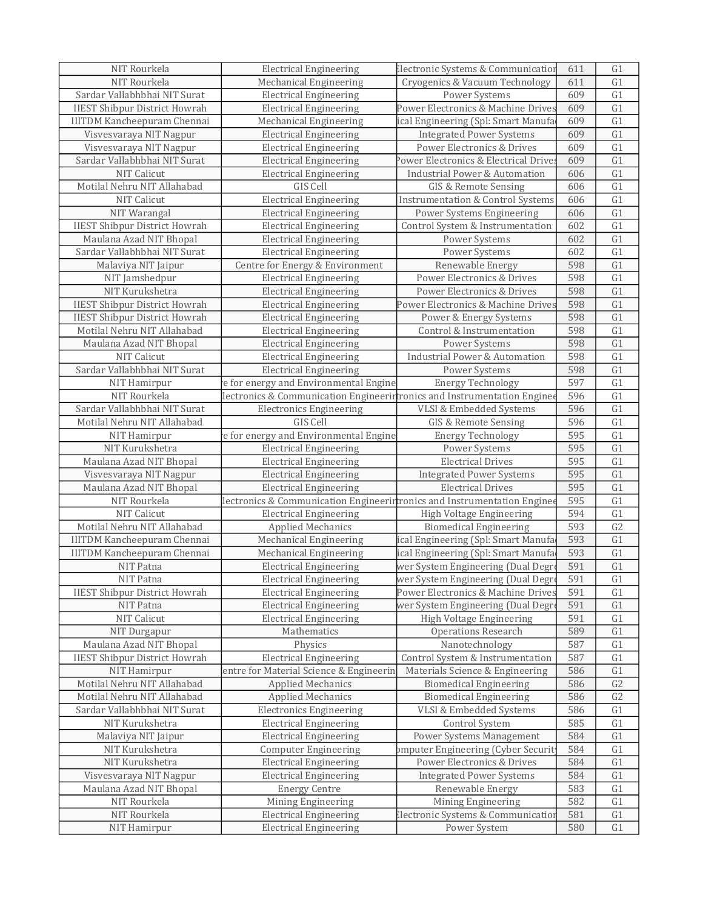| | | | | |
|---|---|---|---|---|
| NIT Rourkela | Electrical Engineering | Electronic Systems & Communication | 611 | G1 |
| NIT Rourkela | Mechanical Engineering | Cryogenics & Vacuum Technology | 611 | G1 |
| Sardar Vallabhbhai NIT Surat | Electrical Engineering | Power Systems | 609 | G1 |
| IIEST Shibpur District Howrah | Electrical Engineering | Power Electronics & Machine Drives | 609 | G1 |
| IIITDM Kancheepuram Chennai | Mechanical Engineering | ical Engineering (Spl: Smart Manufa | 609 | G1 |
| Visvesvaraya NIT Nagpur | Electrical Engineering | Integrated Power Systems | 609 | G1 |
| Visvesvaraya NIT Nagpur | Electrical Engineering | Power Electronics & Drives | 609 | G1 |
| Sardar Vallabhbhai NIT Surat | Electrical Engineering | Power Electronics & Electrical Drives | 609 | G1 |
| NIT Calicut | Electrical Engineering | Industrial Power & Automation | 606 | G1 |
| Motilal Nehru NIT Allahabad | GIS Cell | GIS & Remote Sensing | 606 | G1 |
| NIT Calicut | Electrical Engineering | Instrumentation & Control Systems | 606 | G1 |
| NIT Warangal | Electrical Engineering | Power Systems Engineering | 606 | G1 |
| IIEST Shibpur District Howrah | Electrical Engineering | Control System & Instrumentation | 602 | G1 |
| Maulana Azad NIT Bhopal | Electrical Engineering | Power Systems | 602 | G1 |
| Sardar Vallabhbhai NIT Surat | Electrical Engineering | Power Systems | 602 | G1 |
| Malaviya NIT Jaipur | Centre for Energy & Environment | Renewable Energy | 598 | G1 |
| NIT Jamshedpur | Electrical Engineering | Power Electronics & Drives | 598 | G1 |
| NIT Kurukshetra | Electrical Engineering | Power Electronics & Drives | 598 | G1 |
| IIEST Shibpur District Howrah | Electrical Engineering | Power Electronics & Machine Drives | 598 | G1 |
| IIEST Shibpur District Howrah | Electrical Engineering | Power & Energy Systems | 598 | G1 |
| Motilal Nehru NIT Allahabad | Electrical Engineering | Control & Instrumentation | 598 | G1 |
| Maulana Azad NIT Bhopal | Electrical Engineering | Power Systems | 598 | G1 |
| NIT Calicut | Electrical Engineering | Industrial Power & Automation | 598 | G1 |
| Sardar Vallabhbhai NIT Surat | Electrical Engineering | Power Systems | 598 | G1 |
| NIT Hamirpur | e for energy and Environmental Engine | Energy Technology | 597 | G1 |
| NIT Rourkela | lectronics & Communication Engineerin | ronics and Instrumentation Enginee | 596 | G1 |
| Sardar Vallabhbhai NIT Surat | Electronics Engineering | VLSI & Embedded Systems | 596 | G1 |
| Motilal Nehru NIT Allahabad | GIS Cell | GIS & Remote Sensing | 596 | G1 |
| NIT Hamirpur | e for energy and Environmental Engine | Energy Technology | 595 | G1 |
| NIT Kurukshetra | Electrical Engineering | Power Systems | 595 | G1 |
| Maulana Azad NIT Bhopal | Electrical Engineering | Electrical Drives | 595 | G1 |
| Visvesvaraya NIT Nagpur | Electrical Engineering | Integrated Power Systems | 595 | G1 |
| Maulana Azad NIT Bhopal | Electrical Engineering | Electrical Drives | 595 | G1 |
| NIT Rourkela | lectronics & Communication Engineerin | ronics and Instrumentation Enginee | 595 | G1 |
| NIT Calicut | Electrical Engineering | High Voltage Engineering | 594 | G1 |
| Motilal Nehru NIT Allahabad | Applied Mechanics | Biomedical Engineering | 593 | G2 |
| IIITDM Kancheepuram Chennai | Mechanical Engineering | ical Engineering (Spl: Smart Manufa | 593 | G1 |
| IIITDM Kancheepuram Chennai | Mechanical Engineering | ical Engineering (Spl: Smart Manufa | 593 | G1 |
| NIT Patna | Electrical Engineering | wer System Engineering (Dual Degr | 591 | G1 |
| NIT Patna | Electrical Engineering | wer System Engineering (Dual Degr | 591 | G1 |
| IIEST Shibpur District Howrah | Electrical Engineering | Power Electronics & Machine Drives | 591 | G1 |
| NIT Patna | Electrical Engineering | wer System Engineering (Dual Degr | 591 | G1 |
| NIT Calicut | Electrical Engineering | High Voltage Engineering | 591 | G1 |
| NIT Durgapur | Mathematics | Operations Research | 589 | G1 |
| Maulana Azad NIT Bhopal | Physics | Nanotechnology | 587 | G1 |
| IIEST Shibpur District Howrah | Electrical Engineering | Control System & Instrumentation | 587 | G1 |
| NIT Hamirpur | entre for Material Science & Engineerin | Materials Science & Engineering | 586 | G1 |
| Motilal Nehru NIT Allahabad | Applied Mechanics | Biomedical Engineering | 586 | G2 |
| Motilal Nehru NIT Allahabad | Applied Mechanics | Biomedical Engineering | 586 | G2 |
| Sardar Vallabhbhai NIT Surat | Electronics Engineering | VLSI & Embedded Systems | 586 | G1 |
| NIT Kurukshetra | Electrical Engineering | Control System | 585 | G1 |
| Malaviya NIT Jaipur | Electrical Engineering | Power Systems Management | 584 | G1 |
| NIT Kurukshetra | Computer Engineering | omputer Engineering (Cyber Security | 584 | G1 |
| NIT Kurukshetra | Electrical Engineering | Power Electronics & Drives | 584 | G1 |
| Visvesvaraya NIT Nagpur | Electrical Engineering | Integrated Power Systems | 584 | G1 |
| Maulana Azad NIT Bhopal | Energy Centre | Renewable Energy | 583 | G1 |
| NIT Rourkela | Mining Engineering | Mining Engineering | 582 | G1 |
| NIT Rourkela | Electrical Engineering | Electronic Systems & Communication | 581 | G1 |
| NIT Hamirpur | Electrical Engineering | Power System | 580 | G1 |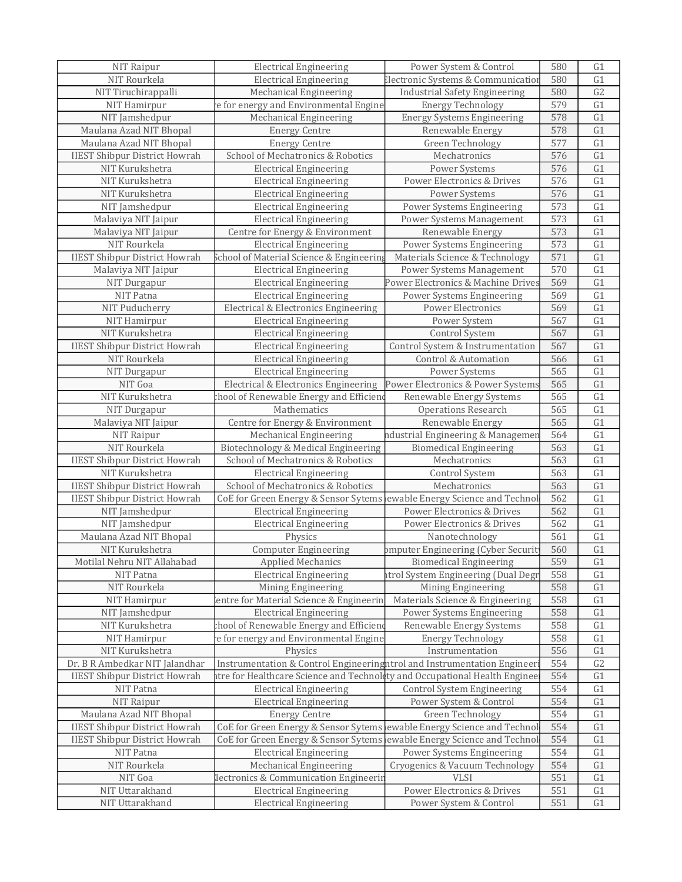| NIT Raipur | Electrical Engineering | Power System & Control | 580 | G1 |
|---|---|---|---|---|
| NIT Rourkela | Electrical Engineering | Electronic Systems & Communication | 580 | G1 |
| NIT Tiruchirappalli | Mechanical Engineering | Industrial Safety Engineering | 580 | G2 |
| NIT Hamirpur | e for energy and Environmental Engine | Energy Technology | 579 | G1 |
| NIT Jamshedpur | Mechanical Engineering | Energy Systems Engineering | 578 | G1 |
| Maulana Azad NIT Bhopal | Energy Centre | Renewable Energy | 578 | G1 |
| Maulana Azad NIT Bhopal | Energy Centre | Green Technology | 577 | G1 |
| IIEST Shibpur District Howrah | School of Mechatronics & Robotics | Mechatronics | 576 | G1 |
| NIT Kurukshetra | Electrical Engineering | Power Systems | 576 | G1 |
| NIT Kurukshetra | Electrical Engineering | Power Electronics & Drives | 576 | G1 |
| NIT Kurukshetra | Electrical Engineering | Power Systems | 576 | G1 |
| NIT Jamshedpur | Electrical Engineering | Power Systems Engineering | 573 | G1 |
| Malaviya NIT Jaipur | Electrical Engineering | Power Systems Management | 573 | G1 |
| Malaviya NIT Jaipur | Centre for Energy & Environment | Renewable Energy | 573 | G1 |
| NIT Rourkela | Electrical Engineering | Power Systems Engineering | 573 | G1 |
| IIEST Shibpur District Howrah | School of Material Science & Engineering | Materials Science & Technology | 571 | G1 |
| Malaviya NIT Jaipur | Electrical Engineering | Power Systems Management | 570 | G1 |
| NIT Durgapur | Electrical Engineering | Power Electronics & Machine Drives | 569 | G1 |
| NIT Patna | Electrical Engineering | Power Systems Engineering | 569 | G1 |
| NIT Puducherry | Electrical & Electronics Engineering | Power Electronics | 569 | G1 |
| NIT Hamirpur | Electrical Engineering | Power System | 567 | G1 |
| NIT Kurukshetra | Electrical Engineering | Control System | 567 | G1 |
| IIEST Shibpur District Howrah | Electrical Engineering | Control System & Instrumentation | 567 | G1 |
| NIT Rourkela | Electrical Engineering | Control & Automation | 566 | G1 |
| NIT Durgapur | Electrical Engineering | Power Systems | 565 | G1 |
| NIT Goa | Electrical & Electronics Engineering | Power Electronics & Power Systems | 565 | G1 |
| NIT Kurukshetra | chool of Renewable Energy and Efficienc | Renewable Energy Systems | 565 | G1 |
| NIT Durgapur | Mathematics | Operations Research | 565 | G1 |
| Malaviya NIT Jaipur | Centre for Energy & Environment | Renewable Energy | 565 | G1 |
| NIT Raipur | Mechanical Engineering | ndustrial Engineering & Managemen | 564 | G1 |
| NIT Rourkela | Biotechnology & Medical Engineering | Biomedical Engineering | 563 | G1 |
| IIEST Shibpur District Howrah | School of Mechatronics & Robotics | Mechatronics | 563 | G1 |
| NIT Kurukshetra | Electrical Engineering | Control System | 563 | G1 |
| IIEST Shibpur District Howrah | School of Mechatronics & Robotics | Mechatronics | 563 | G1 |
| IIEST Shibpur District Howrah | CoE for Green Energy & Sensor Sytems | ewable Energy Science and Technol | 562 | G1 |
| NIT Jamshedpur | Electrical Engineering | Power Electronics & Drives | 562 | G1 |
| NIT Jamshedpur | Electrical Engineering | Power Electronics & Drives | 562 | G1 |
| Maulana Azad NIT Bhopal | Physics | Nanotechnology | 561 | G1 |
| NIT Kurukshetra | Computer Engineering | omputer Engineering (Cyber Security | 560 | G1 |
| Motilal Nehru NIT Allahabad | Applied Mechanics | Biomedical Engineering | 559 | G1 |
| NIT Patna | Electrical Engineering | trol System Engineering (Dual Degr | 558 | G1 |
| NIT Rourkela | Mining Engineering | Mining Engineering | 558 | G1 |
| NIT Hamirpur | entre for Material Science & Engineerin | Materials Science & Engineering | 558 | G1 |
| NIT Jamshedpur | Electrical Engineering | Power Systems Engineering | 558 | G1 |
| NIT Kurukshetra | chool of Renewable Energy and Efficienc | Renewable Energy Systems | 558 | G1 |
| NIT Hamirpur | e for energy and Environmental Engine | Energy Technology | 558 | G1 |
| NIT Kurukshetra | Physics | Instrumentation | 556 | G1 |
| Dr. B R Ambedkar NIT Jalandhar | Instrumentation & Control Engineering | ntrol and Instrumentation Engineeri | 554 | G2 |
| IIEST Shibpur District Howrah | ntre for Healthcare Science and Technolo | ty and Occupational Health Enginee | 554 | G1 |
| NIT Patna | Electrical Engineering | Control System Engineering | 554 | G1 |
| NIT Raipur | Electrical Engineering | Power System & Control | 554 | G1 |
| Maulana Azad NIT Bhopal | Energy Centre | Green Technology | 554 | G1 |
| IIEST Shibpur District Howrah | CoE for Green Energy & Sensor Sytems | ewable Energy Science and Technol | 554 | G1 |
| IIEST Shibpur District Howrah | CoE for Green Energy & Sensor Sytems | ewable Energy Science and Technol | 554 | G1 |
| NIT Patna | Electrical Engineering | Power Systems Engineering | 554 | G1 |
| NIT Rourkela | Mechanical Engineering | Cryogenics & Vacuum Technology | 554 | G1 |
| NIT Goa | lectronics & Communication Engineerin | VLSI | 551 | G1 |
| NIT Uttarakhand | Electrical Engineering | Power Electronics & Drives | 551 | G1 |
| NIT Uttarakhand | Electrical Engineering | Power System & Control | 551 | G1 |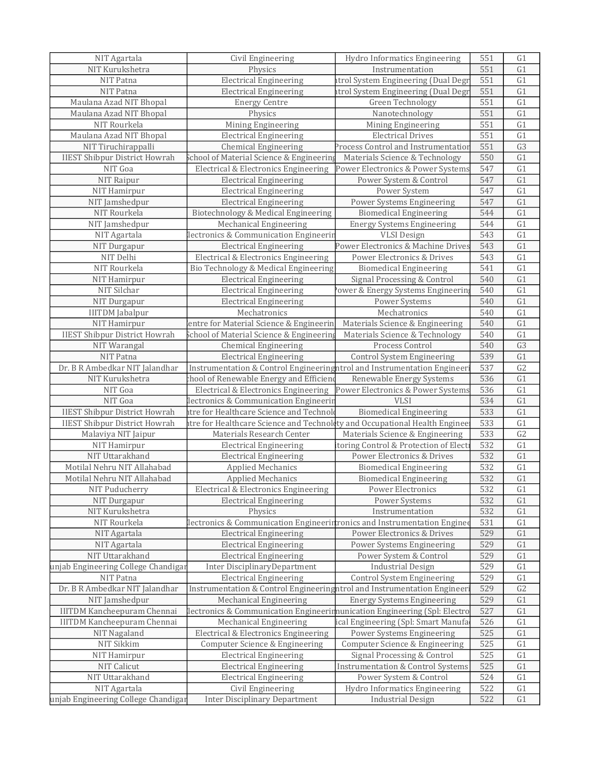| | | | | |
|---|---|---|---|---|
| NIT Agartala | Civil Engineering | Hydro Informatics Engineering | 551 | G1 |
| NIT Kurukshetra | Physics | Instrumentation | 551 | G1 |
| NIT Patna | Electrical Engineering | ntrol System Engineering (Dual Degr | 551 | G1 |
| NIT Patna | Electrical Engineering | ntrol System Engineering (Dual Degr | 551 | G1 |
| Maulana Azad NIT Bhopal | Energy Centre | Green Technology | 551 | G1 |
| Maulana Azad NIT Bhopal | Physics | Nanotechnology | 551 | G1 |
| NIT Rourkela | Mining Engineering | Mining Engineering | 551 | G1 |
| Maulana Azad NIT Bhopal | Electrical Engineering | Electrical Drives | 551 | G1 |
| NIT Tiruchirappalli | Chemical Engineering | Process Control and Instrumentation | 551 | G3 |
| IIEST Shibpur District Howrah | School of Material Science & Engineering | Materials Science & Technology | 550 | G1 |
| NIT Goa | Electrical & Electronics Engineering | Power Electronics & Power Systems | 547 | G1 |
| NIT Raipur | Electrical Engineering | Power System & Control | 547 | G1 |
| NIT Hamirpur | Electrical Engineering | Power System | 547 | G1 |
| NIT Jamshedpur | Electrical Engineering | Power Systems Engineering | 547 | G1 |
| NIT Rourkela | Biotechnology & Medical Engineering | Biomedical Engineering | 544 | G1 |
| NIT Jamshedpur | Mechanical Engineering | Energy Systems Engineering | 544 | G1 |
| NIT Agartala | lectronics & Communication Engineerin | VLSI Design | 543 | G1 |
| NIT Durgapur | Electrical Engineering | Power Electronics & Machine Drives | 543 | G1 |
| NIT Delhi | Electrical & Electronics Engineering | Power Electronics & Drives | 543 | G1 |
| NIT Rourkela | Bio Technology & Medical Engineering | Biomedical Engineering | 541 | G1 |
| NIT Hamirpur | Electrical Engineering | Signal Processing & Control | 540 | G1 |
| NIT Silchar | Electrical Engineering | Power & Energy Systems Engineering | 540 | G1 |
| NIT Durgapur | Electrical Engineering | Power Systems | 540 | G1 |
| IIITDM Jabalpur | Mechatronics | Mechatronics | 540 | G1 |
| NIT Hamirpur | entre for Material Science & Engineerin | Materials Science & Engineering | 540 | G1 |
| IIEST Shibpur District Howrah | School of Material Science & Engineering | Materials Science & Technology | 540 | G1 |
| NIT Warangal | Chemical Engineering | Process Control | 540 | G3 |
| NIT Patna | Electrical Engineering | Control System Engineering | 539 | G1 |
| Dr. B R Ambedkar NIT Jalandhar | Instrumentation & Control Engineering | ntrol and Instrumentation Engineeri | 537 | G2 |
| NIT Kurukshetra | chool of Renewable Energy and Efficienc | Renewable Energy Systems | 536 | G1 |
| NIT Goa | Electrical & Electronics Engineering | Power Electronics & Power Systems | 536 | G1 |
| NIT Goa | lectronics & Communication Engineerin | VLSI | 534 | G1 |
| IIEST Shibpur District Howrah | ntre for Healthcare Science and Technolo | Biomedical Engineering | 533 | G1 |
| IIEST Shibpur District Howrah | ntre for Healthcare Science and Technolo | ty and Occupational Health Enginee | 533 | G1 |
| Malaviya NIT Jaipur | Materials Research Center | Materials Science & Engineering | 533 | G2 |
| NIT Hamirpur | Electrical Engineering | itoring Control & Protection of Electr | 532 | G1 |
| NIT Uttarakhand | Electrical Engineering | Power Electronics & Drives | 532 | G1 |
| Motilal Nehru NIT Allahabad | Applied Mechanics | Biomedical Engineering | 532 | G1 |
| Motilal Nehru NIT Allahabad | Applied Mechanics | Biomedical Engineering | 532 | G1 |
| NIT Puducherry | Electrical & Electronics Engineering | Power Electronics | 532 | G1 |
| NIT Durgapur | Electrical Engineering | Power Systems | 532 | G1 |
| NIT Kurukshetra | Physics | Instrumentation | 532 | G1 |
| NIT Rourkela | lectronics & Communication Engineerin | ronics and Instrumentation Enginee | 531 | G1 |
| NIT Agartala | Electrical Engineering | Power Electronics & Drives | 529 | G1 |
| NIT Agartala | Electrical Engineering | Power Systems Engineering | 529 | G1 |
| NIT Uttarakhand | Electrical Engineering | Power System & Control | 529 | G1 |
| unjab Engineering College Chandigar | Inter DisciplinaryDepartment | Industrial Design | 529 | G1 |
| NIT Patna | Electrical Engineering | Control System Engineering | 529 | G1 |
| Dr. B R Ambedkar NIT Jalandhar | Instrumentation & Control Engineering | ntrol and Instrumentation Engineeri | 529 | G2 |
| NIT Jamshedpur | Mechanical Engineering | Energy Systems Engineering | 529 | G1 |
| IIITDM Kancheepuram Chennai | lectronics & Communication Engineerin | munication Engineering (Spl: Electro | 527 | G1 |
| IIITDM Kancheepuram Chennai | Mechanical Engineering | ical Engineering (Spl: Smart Manufa | 526 | G1 |
| NIT Nagaland | Electrical & Electronics Engineering | Power Systems Engineering | 525 | G1 |
| NIT Sikkim | Computer Science & Engineering | Computer Science & Engineering | 525 | G1 |
| NIT Hamirpur | Electrical Engineering | Signal Processing & Control | 525 | G1 |
| NIT Calicut | Electrical Engineering | Instrumentation & Control Systems | 525 | G1 |
| NIT Uttarakhand | Electrical Engineering | Power System & Control | 524 | G1 |
| NIT Agartala | Civil Engineering | Hydro Informatics Engineering | 522 | G1 |
| unjab Engineering College Chandigar | Inter Disciplinary Department | Industrial Design | 522 | G1 |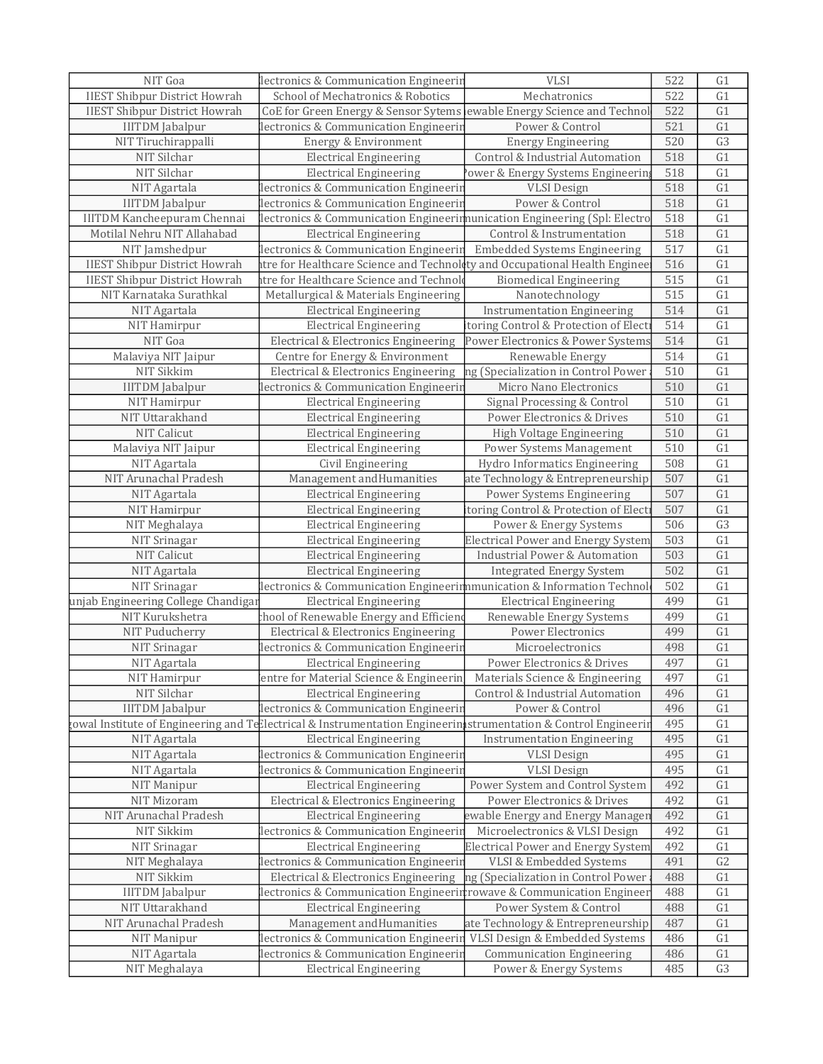| | | | | |
|---|---|---|---|---|
| NIT Goa | lectronics & Communication Engineerin | VLSI | 522 | G1 |
| IIEST Shibpur District Howrah | School of Mechatronics & Robotics | Mechatronics | 522 | G1 |
| IIEST Shibpur District Howrah | CoE for Green Energy & Sensor Sytems | ewable Energy Science and Technol | 522 | G1 |
| IIITDM Jabalpur | lectronics & Communication Engineerin | Power & Control | 521 | G1 |
| NIT Tiruchirappalli | Energy & Environment | Energy Engineering | 520 | G3 |
| NIT Silchar | Electrical Engineering | Control & Industrial Automation | 518 | G1 |
| NIT Silchar | Electrical Engineering | ower & Energy Systems Engineerin | 518 | G1 |
| NIT Agartala | lectronics & Communication Engineerin | VLSI Design | 518 | G1 |
| IIITDM Jabalpur | lectronics & Communication Engineerin | Power & Control | 518 | G1 |
| IIITDM Kancheepuram Chennai | lectronics & Communication Engineerin | unication Engineering (Spl: Electro | 518 | G1 |
| Motilal Nehru NIT Allahabad | Electrical Engineering | Control & Instrumentation | 518 | G1 |
| NIT Jamshedpur | lectronics & Communication Engineerin | Embedded Systems Engineering | 517 | G1 |
| IIEST Shibpur District Howrah | tre for Healthcare Science and Technol | ty and Occupational Health Enginee | 516 | G1 |
| IIEST Shibpur District Howrah | tre for Healthcare Science and Technol | Biomedical Engineering | 515 | G1 |
| NIT Karnataka Surathkal | Metallurgical & Materials Engineering | Nanotechnology | 515 | G1 |
| NIT Agartala | Electrical Engineering | Instrumentation Engineering | 514 | G1 |
| NIT Hamirpur | Electrical Engineering | itoring Control & Protection of Electr | 514 | G1 |
| NIT Goa | Electrical & Electronics Engineering | Power Electronics & Power Systems | 514 | G1 |
| Malaviya NIT Jaipur | Centre for Energy & Environment | Renewable Energy | 514 | G1 |
| NIT Sikkim | Electrical & Electronics Engineering | ng (Specialization in Control Power | 510 | G1 |
| IIITDM Jabalpur | lectronics & Communication Engineerin | Micro Nano Electronics | 510 | G1 |
| NIT Hamirpur | Electrical Engineering | Signal Processing & Control | 510 | G1 |
| NIT Uttarakhand | Electrical Engineering | Power Electronics & Drives | 510 | G1 |
| NIT Calicut | Electrical Engineering | High Voltage Engineering | 510 | G1 |
| Malaviya NIT Jaipur | Electrical Engineering | Power Systems Management | 510 | G1 |
| NIT Agartala | Civil Engineering | Hydro Informatics Engineering | 508 | G1 |
| NIT Arunachal Pradesh | Management andHumanities | ate Technology & Entrepreneurship | 507 | G1 |
| NIT Agartala | Electrical Engineering | Power Systems Engineering | 507 | G1 |
| NIT Hamirpur | Electrical Engineering | itoring Control & Protection of Electr | 507 | G1 |
| NIT Meghalaya | Electrical Engineering | Power & Energy Systems | 506 | G3 |
| NIT Srinagar | Electrical Engineering | Electrical Power and Energy System | 503 | G1 |
| NIT Calicut | Electrical Engineering | Industrial Power & Automation | 503 | G1 |
| NIT Agartala | Electrical Engineering | Integrated Energy System | 502 | G1 |
| NIT Srinagar | lectronics & Communication Engineerin | mmunication & Information Technol | 502 | G1 |
| unjab Engineering College Chandigar | Electrical Engineering | Electrical Engineering | 499 | G1 |
| NIT Kurukshetra | hool of Renewable Energy and Efficienc | Renewable Energy Systems | 499 | G1 |
| NIT Puducherry | Electrical & Electronics Engineering | Power Electronics | 499 | G1 |
| NIT Srinagar | lectronics & Communication Engineerin | Microelectronics | 498 | G1 |
| NIT Agartala | Electrical Engineering | Power Electronics & Drives | 497 | G1 |
| NIT Hamirpur | entre for Material Science & Engineerin | Materials Science & Engineering | 497 | G1 |
| NIT Silchar | Electrical Engineering | Control & Industrial Automation | 496 | G1 |
| IIITDM Jabalpur | lectronics & Communication Engineerin | Power & Control | 496 | G1 |
| owal Institute of Engineering and Te | Electrical & Instrumentation Engineerin | strumentation & Control Engineerin | 495 | G1 |
| NIT Agartala | Electrical Engineering | Instrumentation Engineering | 495 | G1 |
| NIT Agartala | lectronics & Communication Engineerin | VLSI Design | 495 | G1 |
| NIT Agartala | lectronics & Communication Engineerin | VLSI Design | 495 | G1 |
| NIT Manipur | Electrical Engineering | Power System and Control System | 492 | G1 |
| NIT Mizoram | Electrical & Electronics Engineering | Power Electronics & Drives | 492 | G1 |
| NIT Arunachal Pradesh | Electrical Engineering | ewable Energy and Energy Managem | 492 | G1 |
| NIT Sikkim | lectronics & Communication Engineerin | Microelectronics & VLSI Design | 492 | G1 |
| NIT Srinagar | Electrical Engineering | Electrical Power and Energy System | 492 | G1 |
| NIT Meghalaya | lectronics & Communication Engineerin | VLSI & Embedded Systems | 491 | G2 |
| NIT Sikkim | Electrical & Electronics Engineering | ng (Specialization in Control Power | 488 | G1 |
| IIITDM Jabalpur | lectronics & Communication Engineerin | rowave & Communication Engineer | 488 | G1 |
| NIT Uttarakhand | Electrical Engineering | Power System & Control | 488 | G1 |
| NIT Arunachal Pradesh | Management andHumanities | ate Technology & Entrepreneurship | 487 | G1 |
| NIT Manipur | lectronics & Communication Engineerin | VLSI Design & Embedded Systems | 486 | G1 |
| NIT Agartala | lectronics & Communication Engineerin | Communication Engineering | 486 | G1 |
| NIT Meghalaya | Electrical Engineering | Power & Energy Systems | 485 | G3 |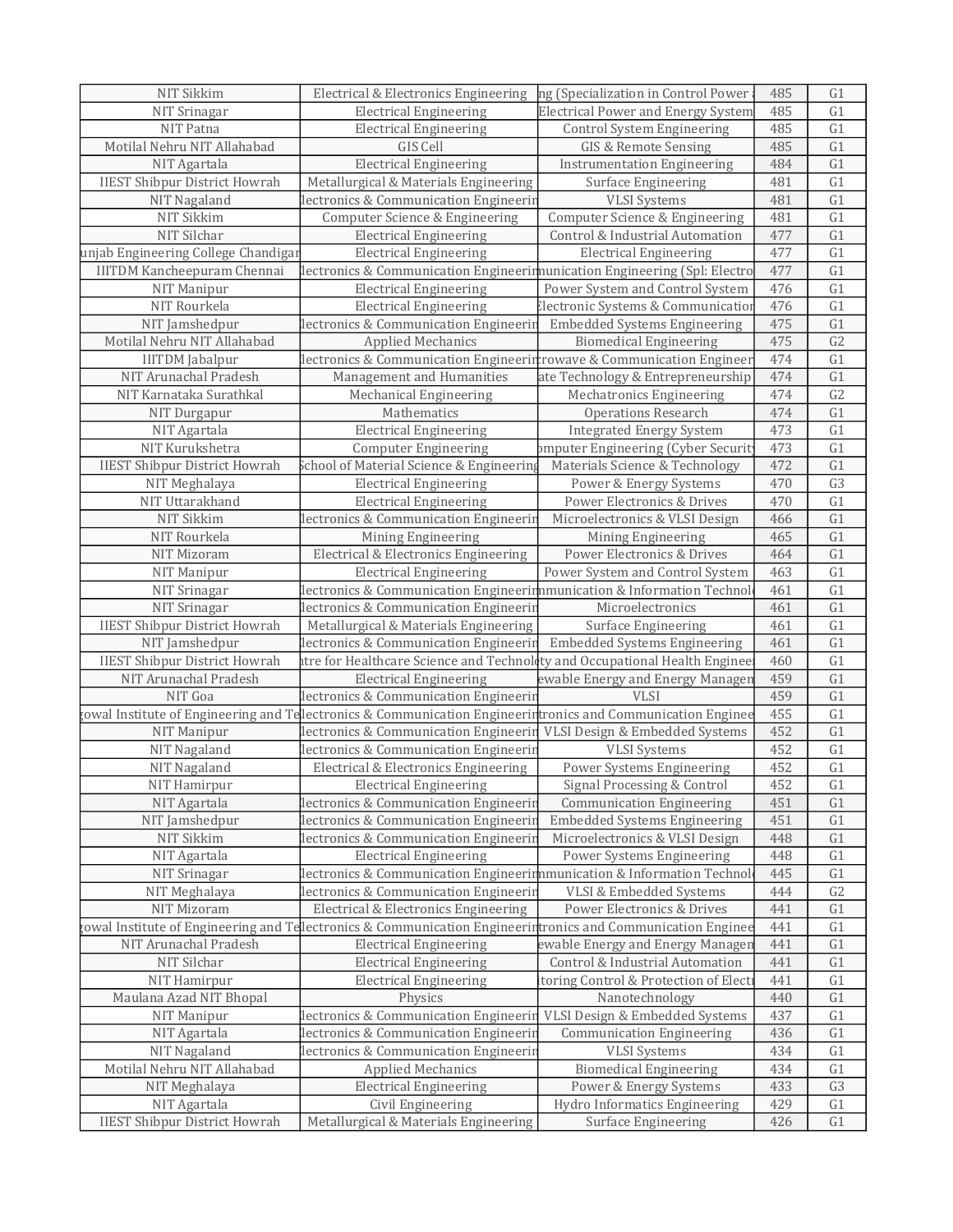| NIT Sikkim | Electrical & Electronics Engineering | ng (Specialization in Control Power | 485 | G1 |
|---|---|---|---|---|
| NIT Srinagar | Electrical Engineering | Electrical Power and Energy System | 485 | G1 |
| NIT Patna | Electrical Engineering | Control System Engineering | 485 | G1 |
| Motilal Nehru NIT Allahabad | GIS Cell | GIS & Remote Sensing | 485 | G1 |
| NIT Agartala | Electrical Engineering | Instrumentation Engineering | 484 | G1 |
| IIEST Shibpur District Howrah | Metallurgical & Materials Engineering | Surface Engineering | 481 | G1 |
| NIT Nagaland | lectronics & Communication Engineerin | VLSI Systems | 481 | G1 |
| NIT Sikkim | Computer Science & Engineering | Computer Science & Engineering | 481 | G1 |
| NIT Silchar | Electrical Engineering | Control & Industrial Automation | 477 | G1 |
| unjab Engineering College Chandigar | Electrical Engineering | Electrical Engineering | 477 | G1 |
| IIITDM Kancheepuram Chennai | lectronics & Communication Engineerin | nunication Engineering (Spl: Electro | 477 | G1 |
| NIT Manipur | Electrical Engineering | Power System and Control System | 476 | G1 |
| NIT Rourkela | Electrical Engineering | Electronic Systems & Communication | 476 | G1 |
| NIT Jamshedpur | lectronics & Communication Engineerin | Embedded Systems Engineering | 475 | G1 |
| Motilal Nehru NIT Allahabad | Applied Mechanics | Biomedical Engineering | 475 | G2 |
| IIITDM Jabalpur | lectronics & Communication Engineerin | rowave & Communication Engineer | 474 | G1 |
| NIT Arunachal Pradesh | Management and Humanities | ate Technology & Entrepreneurship | 474 | G1 |
| NIT Karnataka Surathkal | Mechanical Engineering | Mechatronics Engineering | 474 | G2 |
| NIT Durgapur | Mathematics | Operations Research | 474 | G1 |
| NIT Agartala | Electrical Engineering | Integrated Energy System | 473 | G1 |
| NIT Kurukshetra | Computer Engineering | omputer Engineering (Cyber Security | 473 | G1 |
| IIEST Shibpur District Howrah | School of Material Science & Engineering | Materials Science & Technology | 472 | G1 |
| NIT Meghalaya | Electrical Engineering | Power & Energy Systems | 470 | G3 |
| NIT Uttarakhand | Electrical Engineering | Power Electronics & Drives | 470 | G1 |
| NIT Sikkim | lectronics & Communication Engineerin | Microelectronics & VLSI Design | 466 | G1 |
| NIT Rourkela | Mining Engineering | Mining Engineering | 465 | G1 |
| NIT Mizoram | Electrical & Electronics Engineering | Power Electronics & Drives | 464 | G1 |
| NIT Manipur | Electrical Engineering | Power System and Control System | 463 | G1 |
| NIT Srinagar | lectronics & Communication Engineerin | nmunication & Information Technol | 461 | G1 |
| NIT Srinagar | lectronics & Communication Engineerin | Microelectronics | 461 | G1 |
| IIEST Shibpur District Howrah | Metallurgical & Materials Engineering | Surface Engineering | 461 | G1 |
| NIT Jamshedpur | lectronics & Communication Engineerin | Embedded Systems Engineering | 461 | G1 |
| IIEST Shibpur District Howrah | ntre for Healthcare Science and Technolo | ty and Occupational Health Enginee | 460 | G1 |
| NIT Arunachal Pradesh | Electrical Engineering | ewable Energy and Energy Managem | 459 | G1 |
| NIT Goa | lectronics & Communication Engineerin | VLSI | 459 | G1 |
| gowal Institute of Engineering and Te | lectronics & Communication Engineerin | tronics and Communication Enginee | 455 | G1 |
| NIT Manipur | lectronics & Communication Engineerin | VLSI Design & Embedded Systems | 452 | G1 |
| NIT Nagaland | lectronics & Communication Engineerin | VLSI Systems | 452 | G1 |
| NIT Nagaland | Electrical & Electronics Engineering | Power Systems Engineering | 452 | G1 |
| NIT Hamirpur | Electrical Engineering | Signal Processing & Control | 452 | G1 |
| NIT Agartala | lectronics & Communication Engineerin | Communication Engineering | 451 | G1 |
| NIT Jamshedpur | lectronics & Communication Engineerin | Embedded Systems Engineering | 451 | G1 |
| NIT Sikkim | lectronics & Communication Engineerin | Microelectronics & VLSI Design | 448 | G1 |
| NIT Agartala | Electrical Engineering | Power Systems Engineering | 448 | G1 |
| NIT Srinagar | lectronics & Communication Engineerin | nmunication & Information Technol | 445 | G1 |
| NIT Meghalaya | lectronics & Communication Engineerin | VLSI & Embedded Systems | 444 | G2 |
| NIT Mizoram | Electrical & Electronics Engineering | Power Electronics & Drives | 441 | G1 |
| gowal Institute of Engineering and Te | lectronics & Communication Engineerin | tronics and Communication Enginee | 441 | G1 |
| NIT Arunachal Pradesh | Electrical Engineering | ewable Energy and Energy Managem | 441 | G1 |
| NIT Silchar | Electrical Engineering | Control & Industrial Automation | 441 | G1 |
| NIT Hamirpur | Electrical Engineering | itoring Control & Protection of Electr | 441 | G1 |
| Maulana Azad NIT Bhopal | Physics | Nanotechnology | 440 | G1 |
| NIT Manipur | lectronics & Communication Engineerin | VLSI Design & Embedded Systems | 437 | G1 |
| NIT Agartala | lectronics & Communication Engineerin | Communication Engineering | 436 | G1 |
| NIT Nagaland | lectronics & Communication Engineerin | VLSI Systems | 434 | G1 |
| Motilal Nehru NIT Allahabad | Applied Mechanics | Biomedical Engineering | 434 | G1 |
| NIT Meghalaya | Electrical Engineering | Power & Energy Systems | 433 | G3 |
| NIT Agartala | Civil Engineering | Hydro Informatics Engineering | 429 | G1 |
| IIEST Shibpur District Howrah | Metallurgical & Materials Engineering | Surface Engineering | 426 | G1 |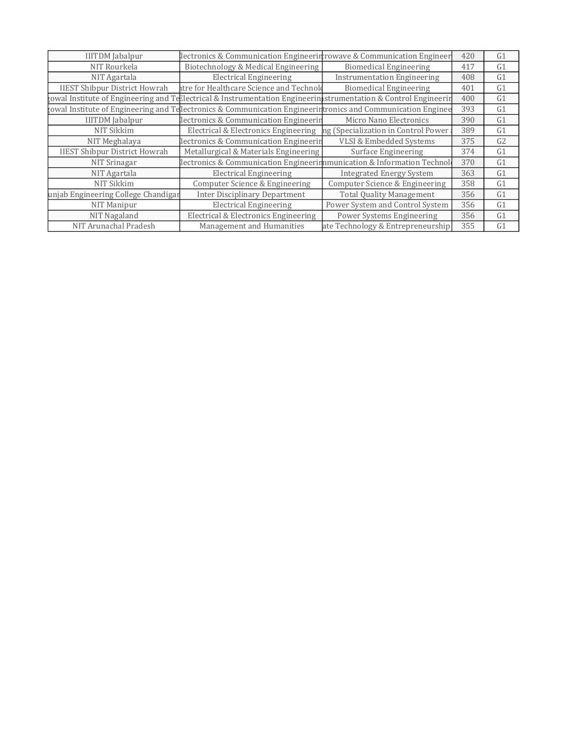| | | | | |
|---|---|---|---|---|
| IIITDM Jabalpur | lectronics & Communication Engineerin | rowave & Communication Engineer | 420 | G1 |
| NIT Rourkela | Biotechnology & Medical Engineering | Biomedical Engineering | 417 | G1 |
| NIT Agartala | Electrical Engineering | Instrumentation Engineering | 408 | G1 |
| IIEST Shibpur District Howrah | ntre for Healthcare Science and Technol | Biomedical Engineering | 401 | G1 |
| gowal Institute of Engineering and Te | Electrical & Instrumentation Engineerin | strumentation & Control Engineerin | 400 | G1 |
| gowal Institute of Engineering and Te | lectronics & Communication Engineerin | tronics and Communication Enginee | 393 | G1 |
| IIITDM Jabalpur | lectronics & Communication Engineerin | Micro Nano Electronics | 390 | G1 |
| NIT Sikkim | Electrical & Electronics Engineering | ng (Specialization in Control Power | 389 | G1 |
| NIT Meghalaya | lectronics & Communication Engineerin | VLSI & Embedded Systems | 375 | G2 |
| IIEST Shibpur District Howrah | Metallurgical & Materials Engineering | Surface Engineering | 374 | G1 |
| NIT Srinagar | lectronics & Communication Engineerin | mmunication & Information Technol | 370 | G1 |
| NIT Agartala | Electrical Engineering | Integrated Energy System | 363 | G1 |
| NIT Sikkim | Computer Science & Engineering | Computer Science & Engineering | 358 | G1 |
| unjab Engineering College Chandigar | Inter Disciplinary Department | Total Quality Management | 356 | G1 |
| NIT Manipur | Electrical Engineering | Power System and Control System | 356 | G1 |
| NIT Nagaland | Electrical & Electronics Engineering | Power Systems Engineering | 356 | G1 |
| NIT Arunachal Pradesh | Management and Humanities | ate Technology & Entrepreneurship | 355 | G1 |